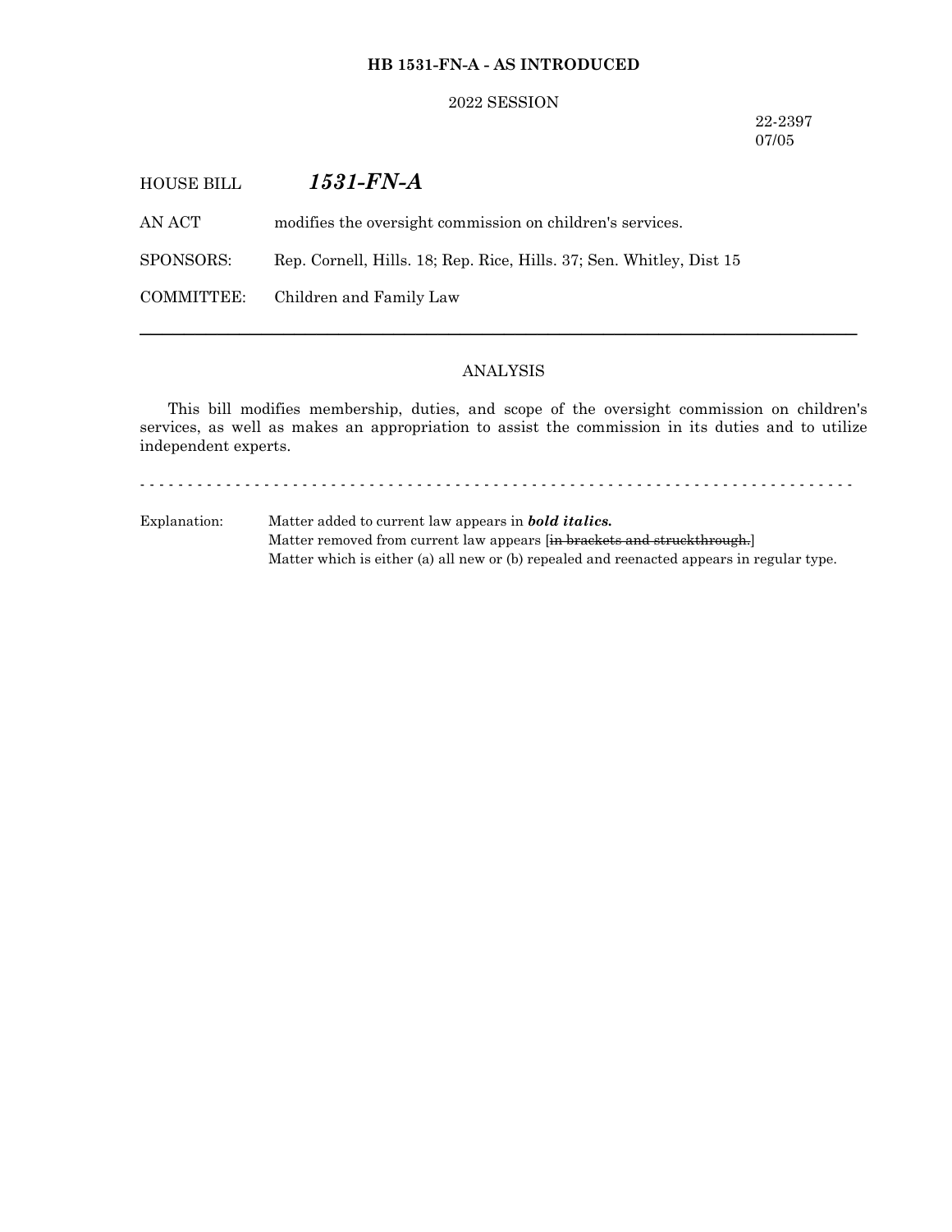**HB 1531-FN-A - AS INTRODUCED**

2022 SESSION

22-2397
07/05

HOUSE BILL ***1531-FN-A***

AN ACT modifies the oversight commission on children's services.

SPONSORS: Rep. Cornell, Hills. 18; Rep. Rice, Hills. 37; Sen. Whitley, Dist 15

COMMITTEE: Children and Family Law

---

ANALYSIS

This bill modifies membership, duties, and scope of the oversight commission on children's services, as well as makes an appropriation to assist the commission in its duties and to utilize independent experts.

- - - - - - - - - - - - - - - - - - - - - - - - - - - - - - - - - - - - - - - - - - - - - - - - - - - - - - - - - - - - - - - - - - - - - - - - -

Explanation: Matter added to current law appears in ***bold italics.***
Matter removed from current law appears [~~in brackets and struckthrough.~~]
Matter which is either (a) all new or (b) repealed and reenacted appears in regular type.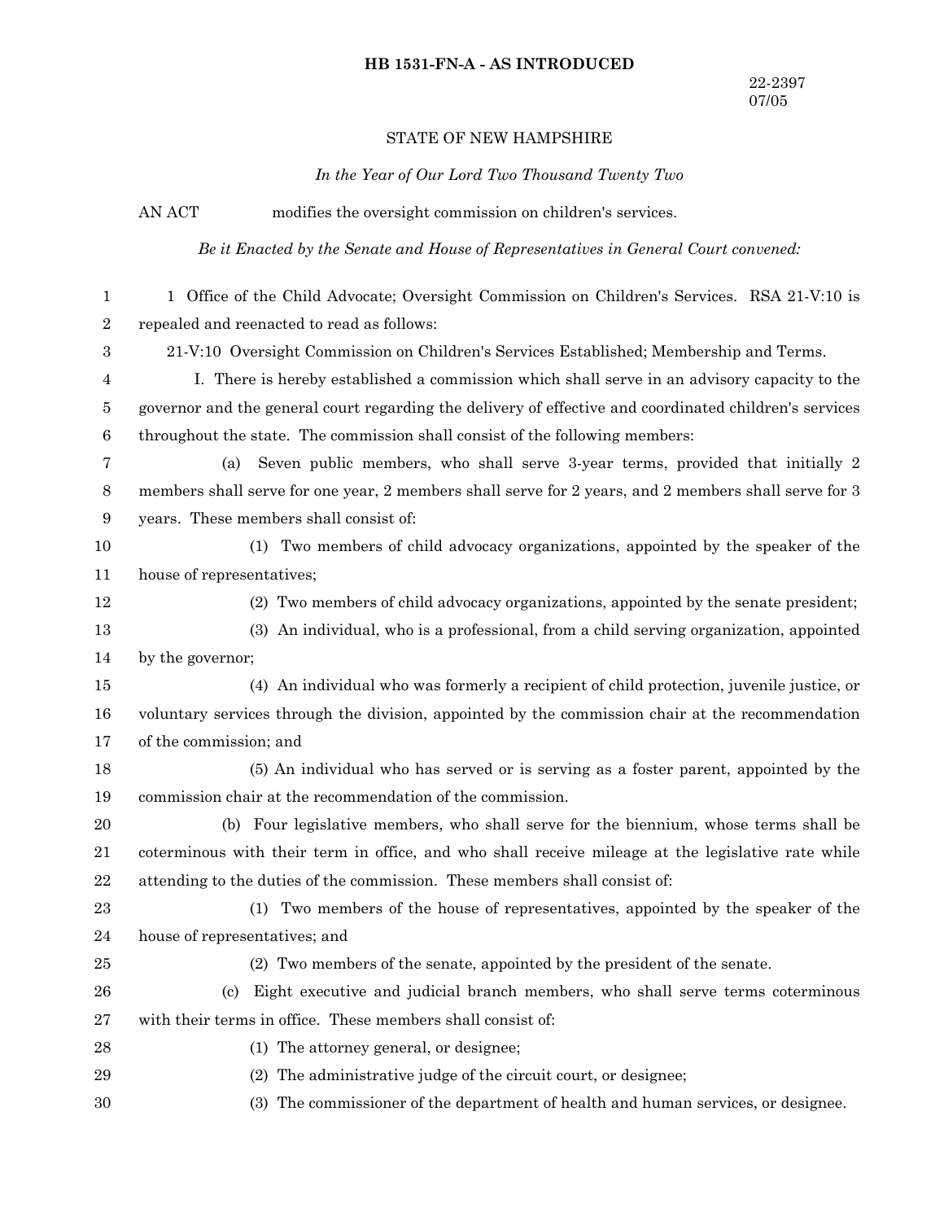**HB 1531-FN-A - AS INTRODUCED**

22-2397
07/05

STATE OF NEW HAMPSHIRE

*In the Year of Our Lord Two Thousand Twenty Two*

AN ACT modifies the oversight commission on children's services.

*Be it Enacted by the Senate and House of Representatives in General Court convened:*

1 Office of the Child Advocate; Oversight Commission on Children's Services. RSA 21-V:10 is repealed and reenacted to read as follows:

21-V:10 Oversight Commission on Children's Services Established; Membership and Terms.

I. There is hereby established a commission which shall serve in an advisory capacity to the governor and the general court regarding the delivery of effective and coordinated children's services throughout the state. The commission shall consist of the following members:

(a) Seven public members, who shall serve 3-year terms, provided that initially 2 members shall serve for one year, 2 members shall serve for 2 years, and 2 members shall serve for 3 years. These members shall consist of:

(1) Two members of child advocacy organizations, appointed by the speaker of the house of representatives;

(2) Two members of child advocacy organizations, appointed by the senate president;

(3) An individual, who is a professional, from a child serving organization, appointed by the governor;

(4) An individual who was formerly a recipient of child protection, juvenile justice, or voluntary services through the division, appointed by the commission chair at the recommendation of the commission; and

(5) An individual who has served or is serving as a foster parent, appointed by the commission chair at the recommendation of the commission.

(b) Four legislative members, who shall serve for the biennium, whose terms shall be coterminous with their term in office, and who shall receive mileage at the legislative rate while attending to the duties of the commission. These members shall consist of:

(1) Two members of the house of representatives, appointed by the speaker of the house of representatives; and

(2) Two members of the senate, appointed by the president of the senate.

(c) Eight executive and judicial branch members, who shall serve terms coterminous with their terms in office. These members shall consist of:

(1) The attorney general, or designee;

(2) The administrative judge of the circuit court, or designee;

(3) The commissioner of the department of health and human services, or designee.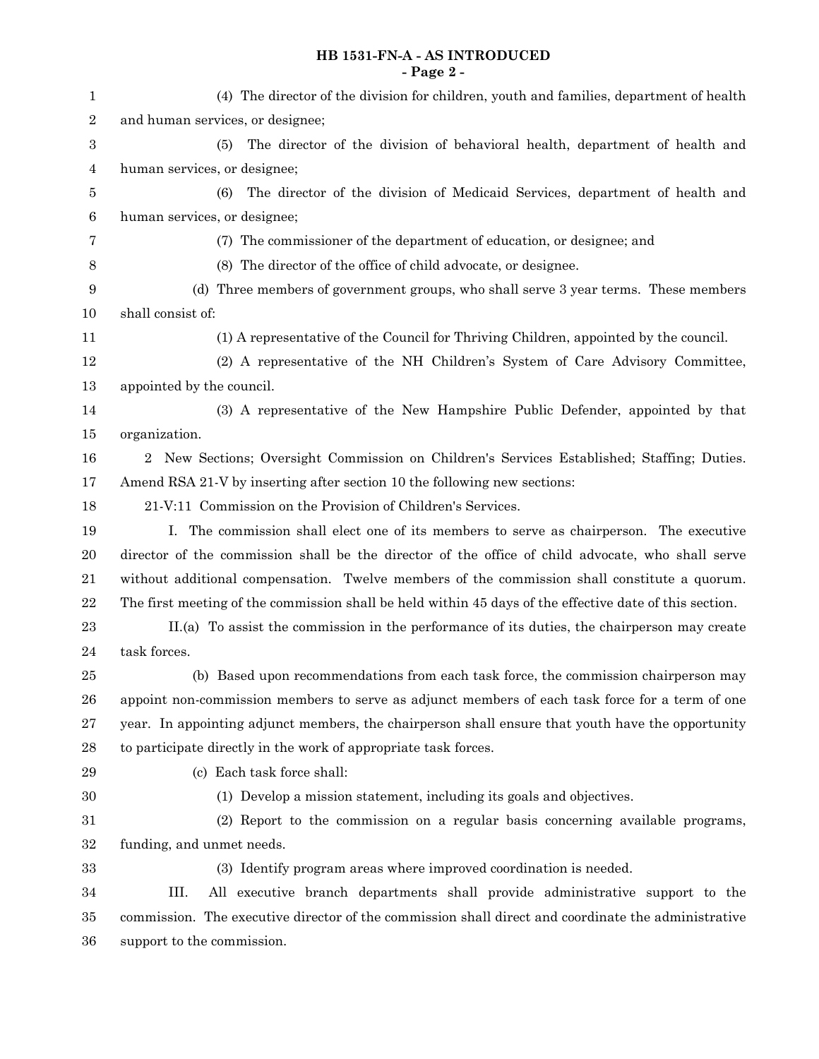(4) The director of the division for children, youth and families, department of health and human services, or designee;

(5) The director of the division of behavioral health, department of health and human services, or designee;

(6) The director of the division of Medicaid Services, department of health and human services, or designee;

(7) The commissioner of the department of education, or designee; and

(8) The director of the office of child advocate, or designee.

(d) Three members of government groups, who shall serve 3 year terms. These members shall consist of:

(1) A representative of the Council for Thriving Children, appointed by the council.

(2) A representative of the NH Children's System of Care Advisory Committee, appointed by the council.

(3) A representative of the New Hampshire Public Defender, appointed by that organization.

2 New Sections; Oversight Commission on Children's Services Established; Staffing; Duties. Amend RSA 21-V by inserting after section 10 the following new sections:

21-V:11 Commission on the Provision of Children's Services.

I. The commission shall elect one of its members to serve as chairperson. The executive director of the commission shall be the director of the office of child advocate, who shall serve without additional compensation. Twelve members of the commission shall constitute a quorum. The first meeting of the commission shall be held within 45 days of the effective date of this section.

II.(a) To assist the commission in the performance of its duties, the chairperson may create task forces.

(b) Based upon recommendations from each task force, the commission chairperson may appoint non-commission members to serve as adjunct members of each task force for a term of one year. In appointing adjunct members, the chairperson shall ensure that youth have the opportunity to participate directly in the work of appropriate task forces.

(c) Each task force shall:

(1) Develop a mission statement, including its goals and objectives.

(2) Report to the commission on a regular basis concerning available programs, funding, and unmet needs.

(3) Identify program areas where improved coordination is needed.

III. All executive branch departments shall provide administrative support to the commission. The executive director of the commission shall direct and coordinate the administrative support to the commission.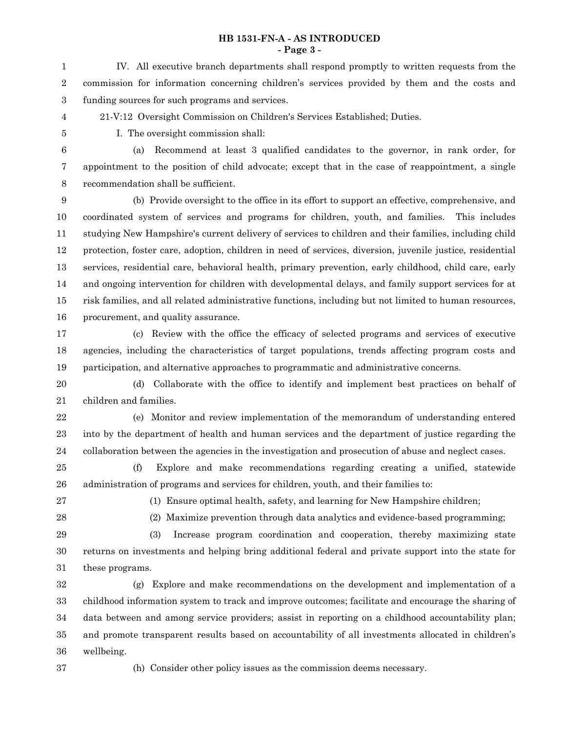IV. All executive branch departments shall respond promptly to written requests from the commission for information concerning children's services provided by them and the costs and funding sources for such programs and services.

21-V:12 Oversight Commission on Children's Services Established; Duties.

I. The oversight commission shall:

(a) Recommend at least 3 qualified candidates to the governor, in rank order, for appointment to the position of child advocate; except that in the case of reappointment, a single recommendation shall be sufficient.

(b) Provide oversight to the office in its effort to support an effective, comprehensive, and coordinated system of services and programs for children, youth, and families. This includes studying New Hampshire's current delivery of services to children and their families, including child protection, foster care, adoption, children in need of services, diversion, juvenile justice, residential services, residential care, behavioral health, primary prevention, early childhood, child care, early and ongoing intervention for children with developmental delays, and family support services for at risk families, and all related administrative functions, including but not limited to human resources, procurement, and quality assurance.

(c) Review with the office the efficacy of selected programs and services of executive agencies, including the characteristics of target populations, trends affecting program costs and participation, and alternative approaches to programmatic and administrative concerns.

(d) Collaborate with the office to identify and implement best practices on behalf of children and families.

(e) Monitor and review implementation of the memorandum of understanding entered into by the department of health and human services and the department of justice regarding the collaboration between the agencies in the investigation and prosecution of abuse and neglect cases.

(f) Explore and make recommendations regarding creating a unified, statewide administration of programs and services for children, youth, and their families to:

(1) Ensure optimal health, safety, and learning for New Hampshire children;

(2) Maximize prevention through data analytics and evidence-based programming;

(3) Increase program coordination and cooperation, thereby maximizing state returns on investments and helping bring additional federal and private support into the state for these programs.

(g) Explore and make recommendations on the development and implementation of a childhood information system to track and improve outcomes; facilitate and encourage the sharing of data between and among service providers; assist in reporting on a childhood accountability plan; and promote transparent results based on accountability of all investments allocated in children's wellbeing.

(h) Consider other policy issues as the commission deems necessary.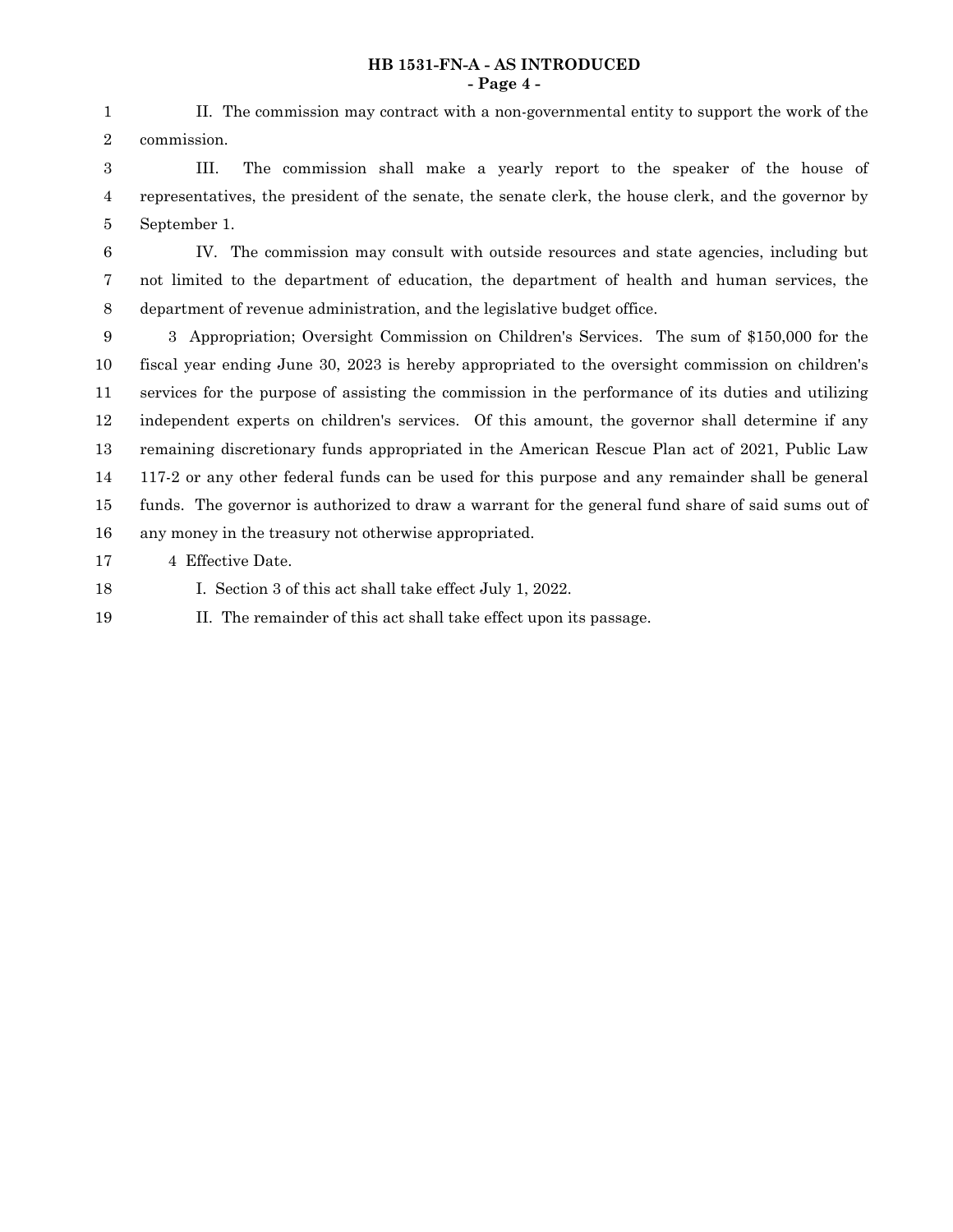II. The commission may contract with a non-governmental entity to support the work of the commission.

III. The commission shall make a yearly report to the speaker of the house of representatives, the president of the senate, the senate clerk, the house clerk, and the governor by September 1.

IV. The commission may consult with outside resources and state agencies, including but not limited to the department of education, the department of health and human services, the department of revenue administration, and the legislative budget office.

3 Appropriation; Oversight Commission on Children's Services. The sum of $150,000 for the fiscal year ending June 30, 2023 is hereby appropriated to the oversight commission on children's services for the purpose of assisting the commission in the performance of its duties and utilizing independent experts on children's services. Of this amount, the governor shall determine if any remaining discretionary funds appropriated in the American Rescue Plan act of 2021, Public Law 117-2 or any other federal funds can be used for this purpose and any remainder shall be general funds. The governor is authorized to draw a warrant for the general fund share of said sums out of any money in the treasury not otherwise appropriated.

4 Effective Date.

I. Section 3 of this act shall take effect July 1, 2022.

II. The remainder of this act shall take effect upon its passage.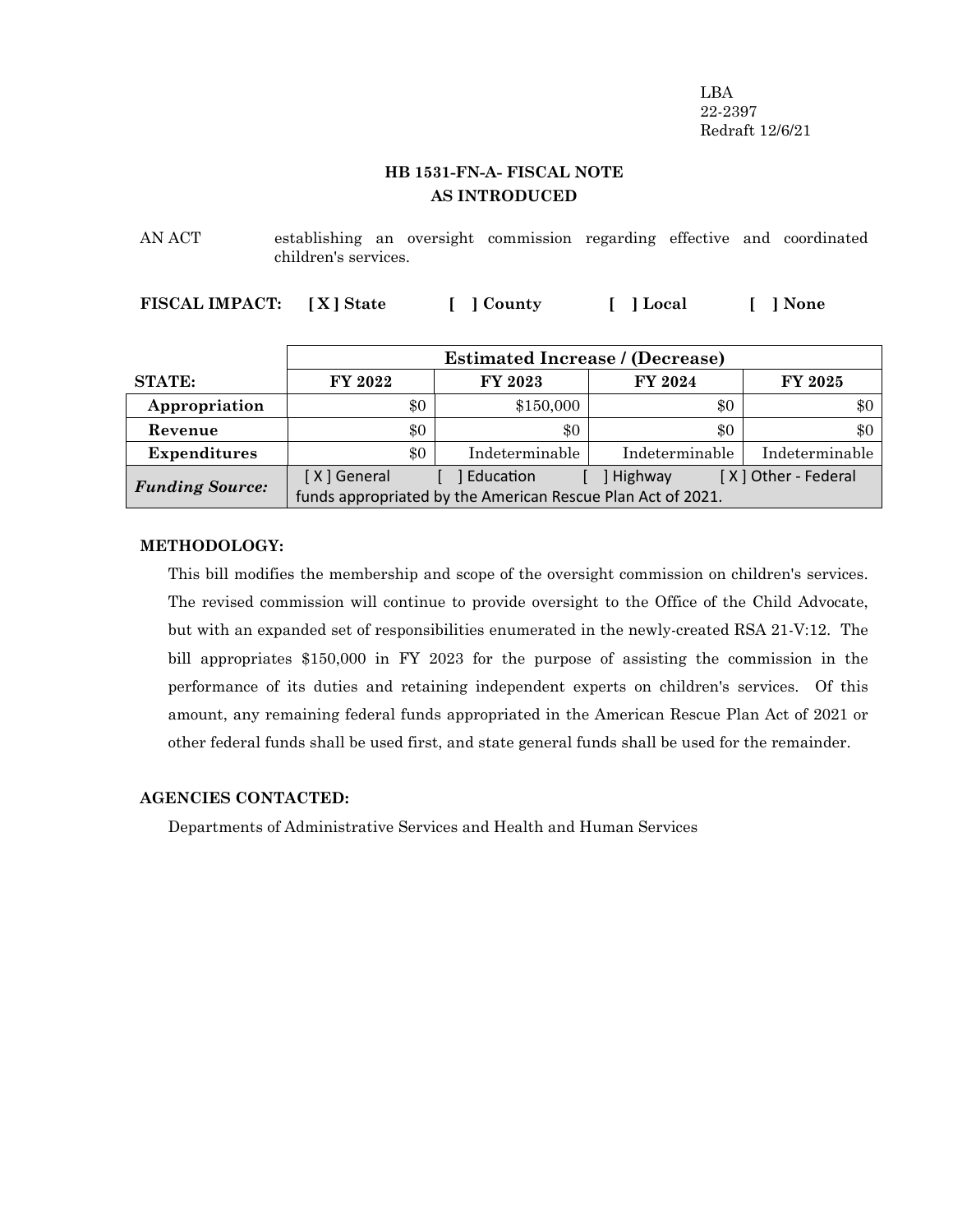LBA
22-2397
Redraft 12/6/21

## HB 1531-FN-A- FISCAL NOTE
## AS INTRODUCED

AN ACT establishing an oversight commission regarding effective and coordinated children's services.

**FISCAL IMPACT:** **[ X ] State** **[ ] County** **[ ] Local** **[ ] None**

| | Estimated Increase / (Decrease) | | | |
|---|---|---|---|---|
| **STATE:** | **FY 2022** | **FY 2023** | **FY 2024** | **FY 2025** |
| **Appropriation** | $0 | $150,000 | $0 | $0 |
| **Revenue** | $0 | $0 | $0 | $0 |
| **Expenditures** | $0 | Indeterminable | Indeterminable | Indeterminable |
| ***Funding Source:*** | [ X ] General [ ] Education [ ] Highway [ X ] Other - Federal funds appropriated by the American Rescue Plan Act of 2021. | | | |

**METHODOLOGY:**

This bill modifies the membership and scope of the oversight commission on children's services. The revised commission will continue to provide oversight to the Office of the Child Advocate, but with an expanded set of responsibilities enumerated in the newly-created RSA 21-V:12. The bill appropriates $150,000 in FY 2023 for the purpose of assisting the commission in the performance of its duties and retaining independent experts on children's services. Of this amount, any remaining federal funds appropriated in the American Rescue Plan Act of 2021 or other federal funds shall be used first, and state general funds shall be used for the remainder.

**AGENCIES CONTACTED:**

Departments of Administrative Services and Health and Human Services